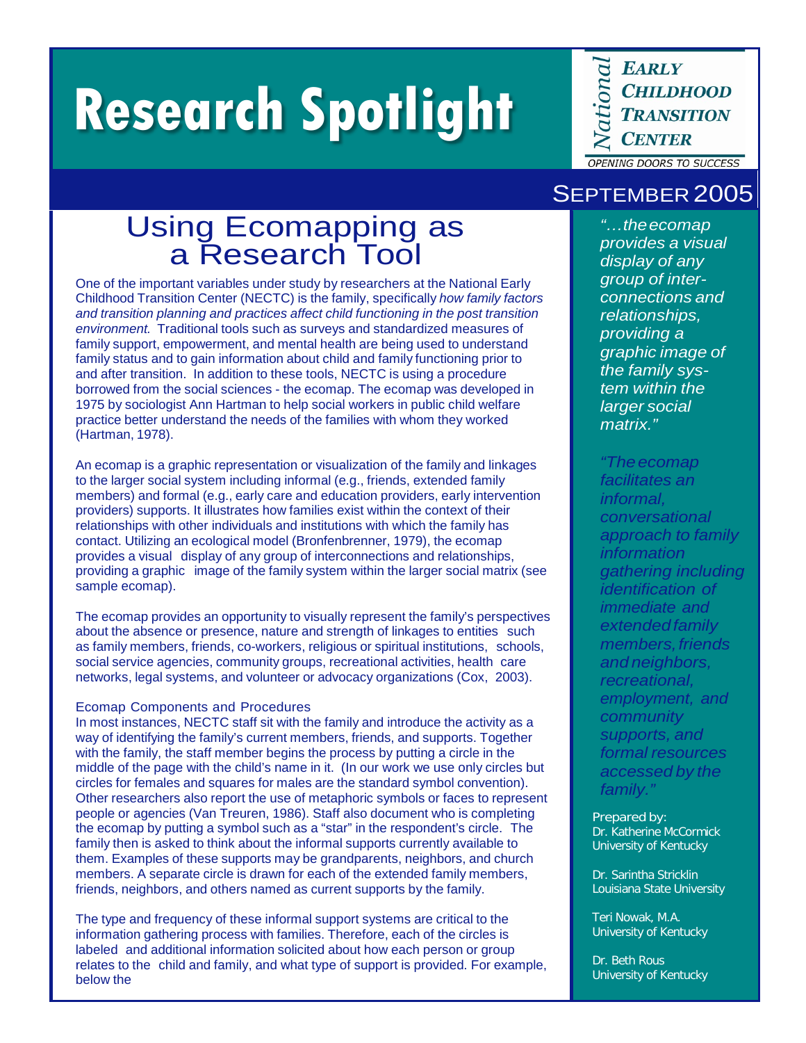# Research Spotlight

*National* **EARLY CHILDHOOD TRANSITION CENTER**

OPENING DOORS TO SUCCESS

SEPTEMBER 2005

## Using Ecomapping as a Research Tool

One of the important variables under study by researchers at the National Early Childhood Transition Center (NECTC) is the family, specifically *how family factors and transition planning and practices affect child functioning in the post transition environment.* Traditional tools such as surveys and standardized measures of family support, empowerment, and mental health are being used to understand family status and to gain information about child and family functioning prior to and after transition. In addition to these tools, NECTC is using a procedure borrowed from the social sciences - the ecomap. The ecomap was developed in 1975 by sociologist Ann Hartman to help social workers in public child welfare practice better understand the needs of the families with whom they worked (Hartman, 1978).

An ecomap is a graphic representation or visualization of the family and linkages to the larger social system including informal (e.g., friends, extended family members) and formal (e.g., early care and education providers, early intervention providers) supports. It illustrates how families exist within the context of their relationships with other individuals and institutions with which the family has contact. Utilizing an ecological model (Bronfenbrenner, 1979), the ecomap provides a visual display of any group of interconnections and relationships, providing a graphic image of the family system within the larger social matrix (see sample ecomap).

The ecomap provides an opportunity to visually represent the family's perspectives about the absence or presence, nature and strength of linkages to entities such as family members, friends, co-workers, religious or spiritual institutions, schools, social service agencies, community groups, recreational activities, health care networks, legal systems, and volunteer or advocacy organizations (Cox, 2003).

### Ecomap Components and Procedures

In most instances, NECTC staff sit with the family and introduce the activity as a way of identifying the family's current members, friends, and supports. Together with the family, the staff member begins the process by putting a circle in the middle of the page with the child's name in it. (In our work we use only circles but circles for females and squares for males are the standard symbol convention). Other researchers also report the use of metaphoric symbols or faces to represent people or agencies (Van Treuren, 1986). Staff also document who is completing the ecomap by putting a symbol such as a "star" in the respondent's circle. The family then is asked to think about the informal supports currently available to them. Examples of these supports may be grandparents, neighbors, and church members. A separate circle is drawn for each of the extended family members, friends, neighbors, and others named as current supports by the family.

The type and frequency of these informal support systems are critical to the information gathering process with families. Therefore, each of the circles is labeled and additional information solicited about how each person or group relates to the child and family, and what type of support is provided. For example, below the

*"…the ecomap provides a visual display of any group of inter-connections and relationships, providing a graphic image of the family system within the larger social matrix."*

*"The ecomap facilitates an informal, conversational approach to family information gathering including identification of immediate and extended family members, friends and neighbors, recreational, employment, and community supports, and formal resources accessed by the family."*

Prepared by:
Dr. Katherine McCormick
University of Kentucky

Dr. Sarintha Stricklin
Louisiana State University

Teri Nowak, M.A.
University of Kentucky

Dr. Beth Rous
University of Kentucky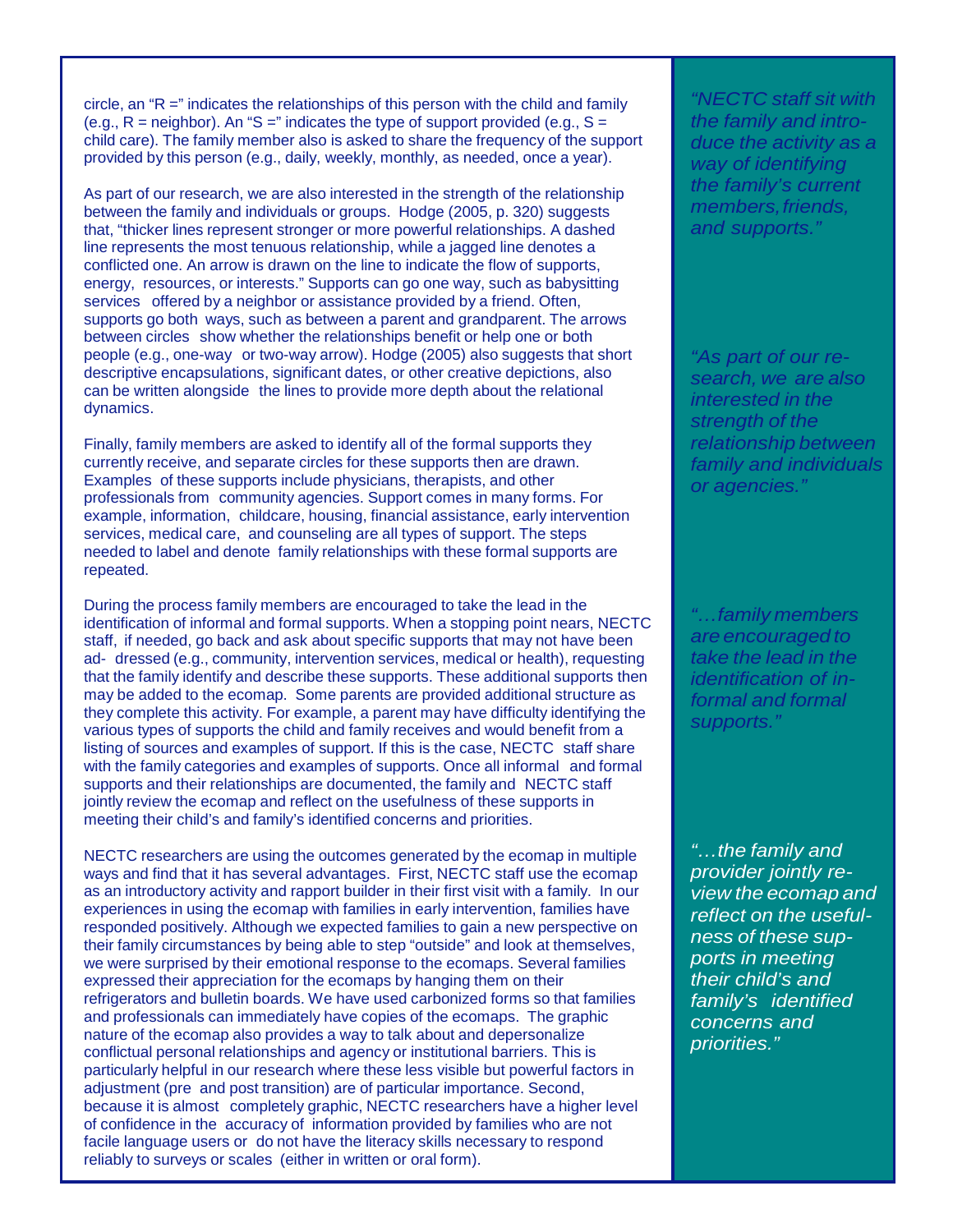circle, an "R =" indicates the relationships of this person with the child and family (e.g., R = neighbor). An "S =" indicates the type of support provided (e.g., S = child care). The family member also is asked to share the frequency of the support provided by this person (e.g., daily, weekly, monthly, as needed, once a year).

As part of our research, we are also interested in the strength of the relationship between the family and individuals or groups. Hodge (2005, p. 320) suggests that, "thicker lines represent stronger or more powerful relationships. A dashed line represents the most tenuous relationship, while a jagged line denotes a conflicted one. An arrow is drawn on the line to indicate the flow of supports, energy, resources, or interests." Supports can go one way, such as babysitting services offered by a neighbor or assistance provided by a friend. Often, supports go both ways, such as between a parent and grandparent. The arrows between circles show whether the relationships benefit or help one or both people (e.g., one-way or two-way arrow). Hodge (2005) also suggests that short descriptive encapsulations, significant dates, or other creative depictions, also can be written alongside the lines to provide more depth about the relational dynamics.

Finally, family members are asked to identify all of the formal supports they currently receive, and separate circles for these supports then are drawn. Examples of these supports include physicians, therapists, and other professionals from community agencies. Support comes in many forms. For example, information, childcare, housing, financial assistance, early intervention services, medical care, and counseling are all types of support. The steps needed to label and denote family relationships with these formal supports are repeated.

During the process family members are encouraged to take the lead in the identification of informal and formal supports. When a stopping point nears, NECTC staff, if needed, go back and ask about specific supports that may not have been addressed (e.g., community, intervention services, medical or health), requesting that the family identify and describe these supports. These additional supports then may be added to the ecomap. Some parents are provided additional structure as they complete this activity. For example, a parent may have difficulty identifying the various types of supports the child and family receives and would benefit from a listing of sources and examples of support. If this is the case, NECTC staff share with the family categories and examples of supports. Once all informal and formal supports and their relationships are documented, the family and NECTC staff jointly review the ecomap and reflect on the usefulness of these supports in meeting their child's and family's identified concerns and priorities.

NECTC researchers are using the outcomes generated by the ecomap in multiple ways and find that it has several advantages. First, NECTC staff use the ecomap as an introductory activity and rapport builder in their first visit with a family. In our experiences in using the ecomap with families in early intervention, families have responded positively. Although we expected families to gain a new perspective on their family circumstances by being able to step "outside" and look at themselves, we were surprised by their emotional response to the ecomaps. Several families expressed their appreciation for the ecomaps by hanging them on their refrigerators and bulletin boards. We have used carbonized forms so that families and professionals can immediately have copies of the ecomaps. The graphic nature of the ecomap also provides a way to talk about and depersonalize conflictual personal relationships and agency or institutional barriers. This is particularly helpful in our research where these less visible but powerful factors in adjustment (pre and post transition) are of particular importance. Second, because it is almost completely graphic, NECTC researchers have a higher level of confidence in the accuracy of information provided by families who are not facile language users or do not have the literacy skills necessary to respond reliably to surveys or scales (either in written or oral form).

*"NECTC staff sit with the family and introduce the activity as a way of identifying the family's current members, friends, and supports."*

*"As part of our research, we are also interested in the strength of the relationship between family and individuals or agencies."*

*"…family members are encouraged to take the lead in the identification of informal and formal supports."*

*"…the family and provider jointly review the ecomap and reflect on the usefulness of these supports in meeting their child's and family's identified concerns and priorities."*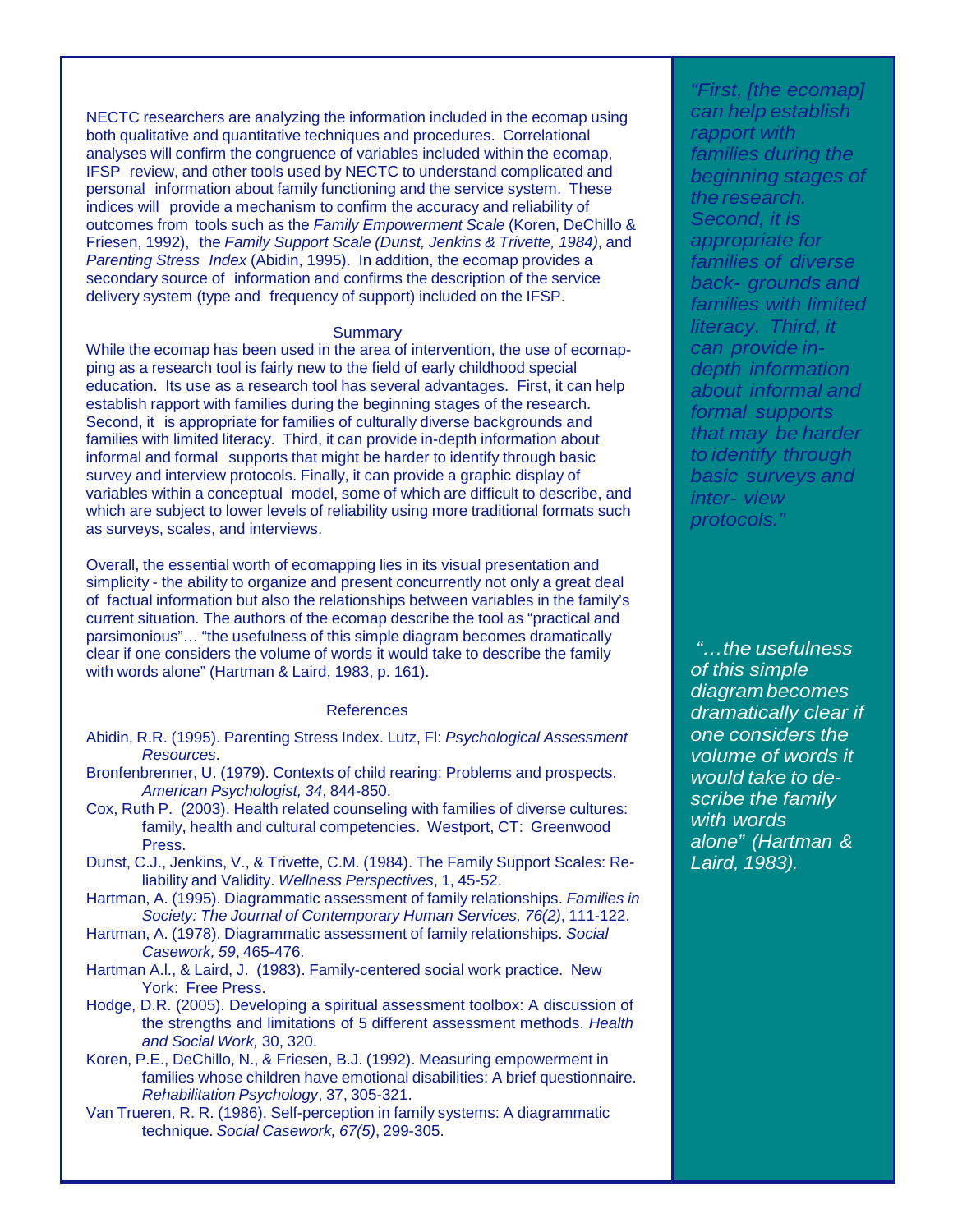NECTC researchers are analyzing the information included in the ecomap using both qualitative and quantitative techniques and procedures. Correlational analyses will confirm the congruence of variables included within the ecomap, IFSP review, and other tools used by NECTC to understand complicated and personal information about family functioning and the service system. These indices will provide a mechanism to confirm the accuracy and reliability of outcomes from tools such as the *Family Empowerment Scale* (Koren, DeChillo & Friesen, 1992), the *Family Support Scale (Dunst, Jenkins & Trivette, 1984)*, and *Parenting Stress Index* (Abidin, 1995). In addition, the ecomap provides a secondary source of information and confirms the description of the service delivery system (type and frequency of support) included on the IFSP.

## Summary

While the ecomap has been used in the area of intervention, the use of ecomapping as a research tool is fairly new to the field of early childhood special education. Its use as a research tool has several advantages. First, it can help establish rapport with families during the beginning stages of the research. Second, it is appropriate for families of culturally diverse backgrounds and families with limited literacy. Third, it can provide in-depth information about informal and formal supports that might be harder to identify through basic survey and interview protocols. Finally, it can provide a graphic display of variables within a conceptual model, some of which are difficult to describe, and which are subject to lower levels of reliability using more traditional formats such as surveys, scales, and interviews.

Overall, the essential worth of ecomapping lies in its visual presentation and simplicity - the ability to organize and present concurrently not only a great deal of factual information but also the relationships between variables in the family's current situation. The authors of the ecomap describe the tool as "practical and parsimonious"… "the usefulness of this simple diagram becomes dramatically clear if one considers the volume of words it would take to describe the family with words alone" (Hartman & Laird, 1983, p. 161).

*"First, [the ecomap] can help establish rapport with families during the beginning stages of the research. Second, it is appropriate for families of diverse back- grounds and families with limited literacy. Third, it can provide in-depth information about informal and formal supports that may be harder to identify through basic surveys and inter- view protocols."*

*"…the usefulness of this simple diagram becomes dramatically clear if one considers the volume of words it would take to de- scribe the family with words alone" (Hartman & Laird, 1983).*

## References

Abidin, R.R. (1995). Parenting Stress Index. Lutz, Fl: *Psychological Assessment Resources*.

Bronfenbrenner, U. (1979). Contexts of child rearing: Problems and prospects. *American Psychologist, 34*, 844-850.

Cox, Ruth P. (2003). Health related counseling with families of diverse cultures: family, health and cultural competencies. Westport, CT: Greenwood Press.

Dunst, C.J., Jenkins, V., & Trivette, C.M. (1984). The Family Support Scales: Reliability and Validity. *Wellness Perspectives*, 1, 45-52.

Hartman, A. (1995). Diagrammatic assessment of family relationships. *Families in Society: The Journal of Contemporary Human Services, 76(2)*, 111-122.

Hartman, A. (1978). Diagrammatic assessment of family relationships. *Social Casework, 59*, 465-476.

Hartman A.l., & Laird, J. (1983). Family-centered social work practice. New York: Free Press.

Hodge, D.R. (2005). Developing a spiritual assessment toolbox: A discussion of the strengths and limitations of 5 different assessment methods. *Health and Social Work,* 30, 320.

Koren, P.E., DeChillo, N., & Friesen, B.J. (1992). Measuring empowerment in families whose children have emotional disabilities: A brief questionnaire. *Rehabilitation Psychology*, 37, 305-321.

Van Trueren, R. R. (1986). Self-perception in family systems: A diagrammatic technique. *Social Casework, 67(5)*, 299-305.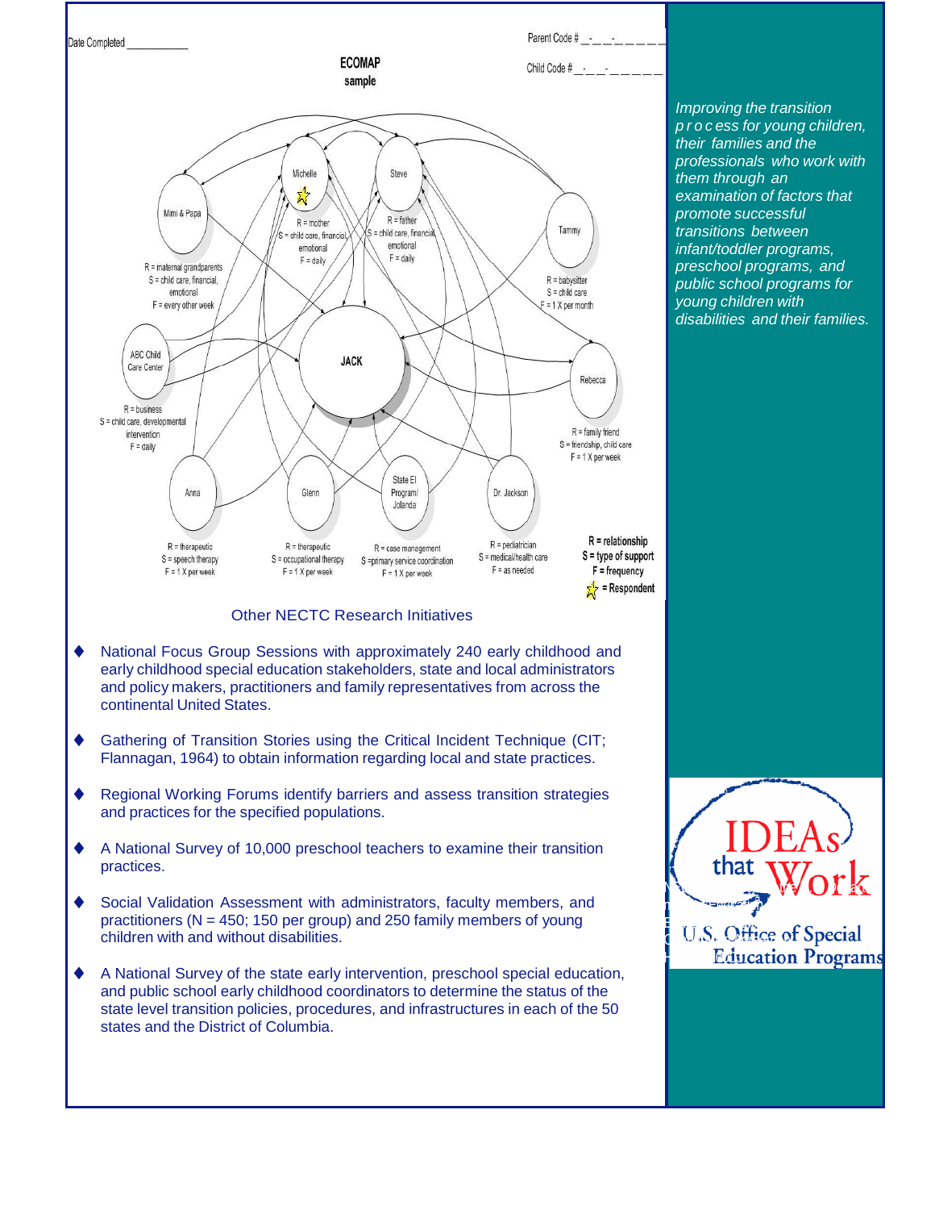Date Completed ___________

Parent Code # __-__-______

Child Code # __-__-______

**ECOMAP**
**sample**

Michelle
R = mother
S = child care, financial, emotional
F = daily

Steve
R = father
S = child care, financial, emotional
F = daily

Mimi & Papa
R = maternal grandparents
S = child care, financial, emotional
F = every other week

Tammy
R = babysitter
S = child care
F = 1 X per month

ABC Child Care Center
R = business
S = child care, developmental intervention
F = daily

JACK

Rebecca
R = family friend
S = friendship, child care
F = 1 X per week

Anna
R = therapeutic
S = speech therapy
F = 1 X per week

Glenn
R = therapeutic
S = occupational therapy
F = 1 X per week

State EI Program/ Jolanda
R = case management
S = primary service coordination
F = 1 X per week

Dr. Jackson
R = pediatrician
S = medical/health care
F = as needed

**R = relationship**
**S = type of support**
**F = frequency**
**☆ = Respondent**

Other NECTC Research Initiatives

- National Focus Group Sessions with approximately 240 early childhood and early childhood special education stakeholders, state and local administrators and policy makers, practitioners and family representatives from across the continental United States.
- Gathering of Transition Stories using the Critical Incident Technique (CIT; Flannagan, 1964) to obtain information regarding local and state practices.
- Regional Working Forums identify barriers and assess transition strategies and practices for the specified populations.
- A National Survey of 10,000 preschool teachers to examine their transition practices.
- Social Validation Assessment with administrators, faculty members, and practitioners (N = 450; 150 per group) and 250 family members of young children with and without disabilities.
- A National Survey of the state early intervention, preschool special education, and public school early childhood coordinators to determine the status of the state level transition policies, procedures, and infrastructures in each of the 50 states and the District of Columbia.

*Improving the transition process for young children, their families and the professionals who work with them through an examination of factors that promote successful transitions between infant/toddler programs, preschool programs, and public school programs for young children with disabilities and their families.*

IDEAs that Work
U.S. Office of Special Education Programs